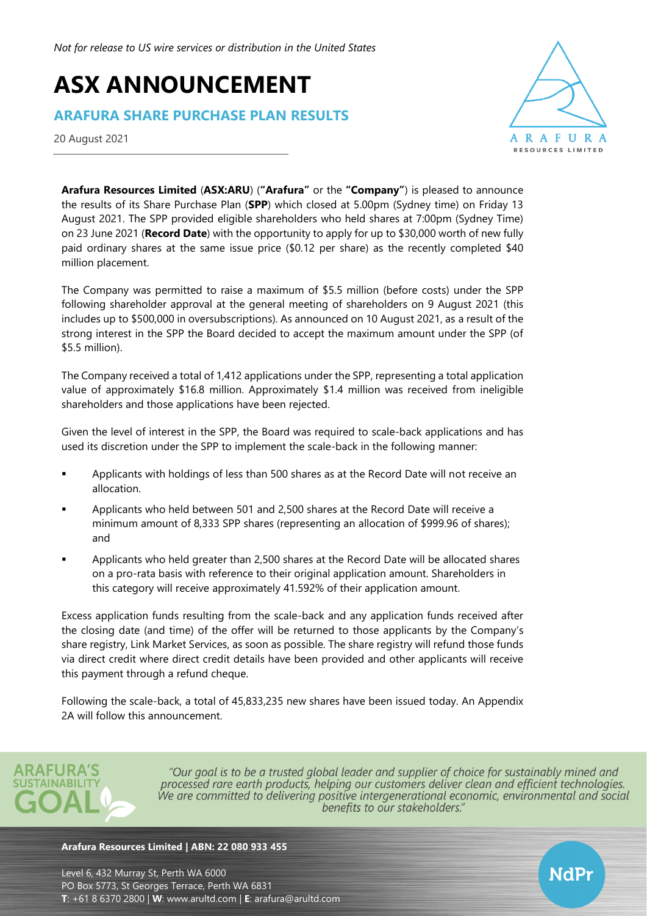*Not for release to US wire services or distribution in the United States*

# ASX ANNOUNCEMENT

## ARAFURA SHARE PURCHASE PLAN RESULTS

20 August 2021

**Arafura Resources Limited** (**ASX:ARU**) (**"Arafura"** or the **"Company"**) is pleased to announce the results of its Share Purchase Plan (**SPP**) which closed at 5.00pm (Sydney time) on Friday 13 August 2021. The SPP provided eligible shareholders who held shares at 7:00pm (Sydney Time) on 23 June 2021 (**Record Date**) with the opportunity to apply for up to $30,000 worth of new fully paid ordinary shares at the same issue price ($0.12 per share) as the recently completed $40 million placement.

The Company was permitted to raise a maximum of $5.5 million (before costs) under the SPP following shareholder approval at the general meeting of shareholders on 9 August 2021 (this includes up to $500,000 in oversubscriptions). As announced on 10 August 2021, as a result of the strong interest in the SPP the Board decided to accept the maximum amount under the SPP (of $5.5 million).

The Company received a total of 1,412 applications under the SPP, representing a total application value of approximately $16.8 million. Approximately $1.4 million was received from ineligible shareholders and those applications have been rejected.

Given the level of interest in the SPP, the Board was required to scale-back applications and has used its discretion under the SPP to implement the scale-back in the following manner:

- Applicants with holdings of less than 500 shares as at the Record Date will not receive an allocation.
- Applicants who held between 501 and 2,500 shares at the Record Date will receive a minimum amount of 8,333 SPP shares (representing an allocation of $999.96 of shares); and
- Applicants who held greater than 2,500 shares at the Record Date will be allocated shares on a pro-rata basis with reference to their original application amount. Shareholders in this category will receive approximately 41.592% of their application amount.

Excess application funds resulting from the scale-back and any application funds received after the closing date (and time) of the offer will be returned to those applicants by the Company's share registry, Link Market Services, as soon as possible. The share registry will refund those funds via direct credit where direct credit details have been provided and other applicants will receive this payment through a refund cheque.

Following the scale-back, a total of 45,833,235 new shares have been issued today. An Appendix 2A will follow this announcement.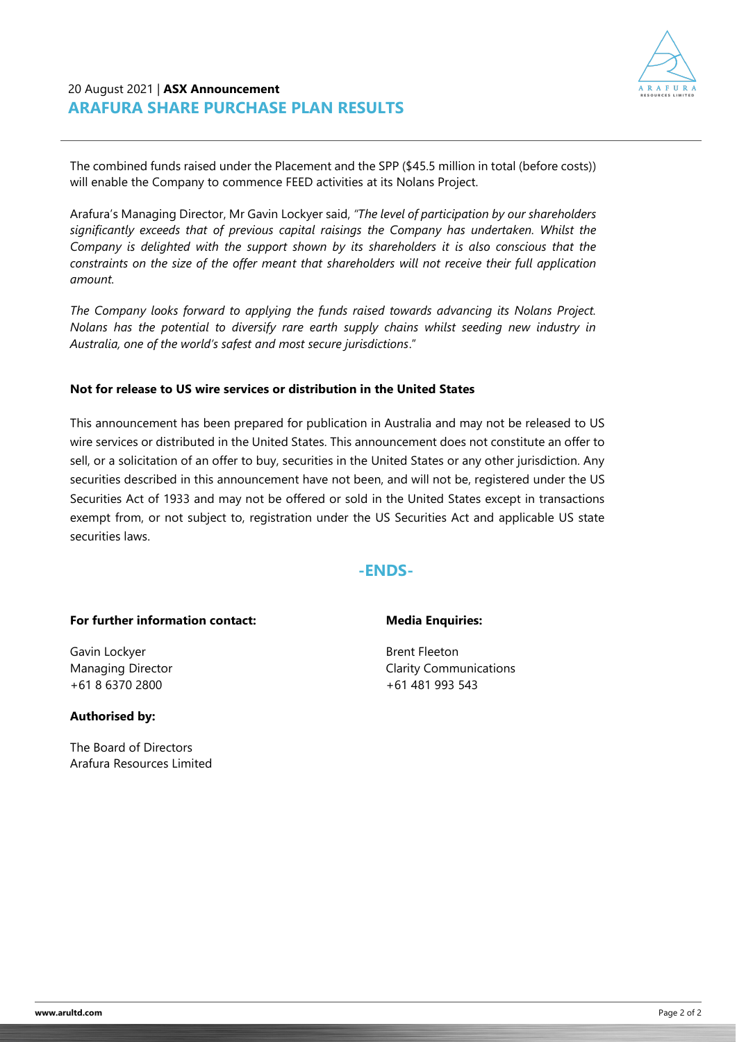20 August 2021 | **ASX Announcement**

# ARAFURA SHARE PURCHASE PLAN RESULTS

The combined funds raised under the Placement and the SPP ($45.5 million in total (before costs)) will enable the Company to commence FEED activities at its Nolans Project.

Arafura's Managing Director, Mr Gavin Lockyer said, *"The level of participation by our shareholders significantly exceeds that of previous capital raisings the Company has undertaken. Whilst the Company is delighted with the support shown by its shareholders it is also conscious that the constraints on the size of the offer meant that shareholders will not receive their full application amount.*

*The Company looks forward to applying the funds raised towards advancing its Nolans Project. Nolans has the potential to diversify rare earth supply chains whilst seeding new industry in Australia, one of the world's safest and most secure jurisdictions*."

**Not for release to US wire services or distribution in the United States**

This announcement has been prepared for publication in Australia and may not be released to US wire services or distributed in the United States. This announcement does not constitute an offer to sell, or a solicitation of an offer to buy, securities in the United States or any other jurisdiction. Any securities described in this announcement have not been, and will not be, registered under the US Securities Act of 1933 and may not be offered or sold in the United States except in transactions exempt from, or not subject to, registration under the US Securities Act and applicable US state securities laws.

**-ENDS-**

**For further information contact:**

Gavin Lockyer
Managing Director
+61 8 6370 2800

**Media Enquiries:**

Brent Fleeton
Clarity Communications
+61 481 993 543

**Authorised by:**

The Board of Directors
Arafura Resources Limited

www.arultd.com